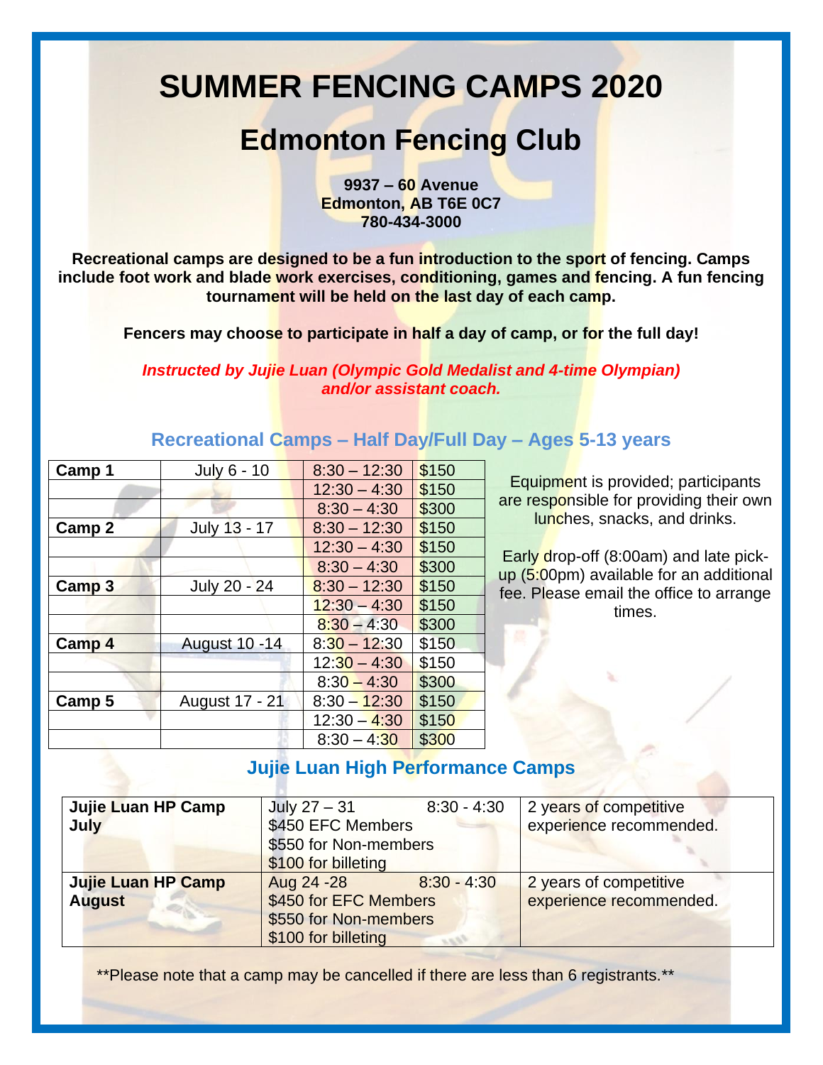# SUMMER FENCING CAMPS 2020

# Edmonton Fencing Club

**9937 – 60 Avenue**
**Edmonton, AB T6E 0C7**
**780-434-3000**

**Recreational camps are designed to be a fun introduction to the sport of fencing. Camps include foot work and blade work exercises, conditioning, games and fencing. A fun fencing tournament will be held on the last day of each camp.**

**Fencers may choose to participate in half a day of camp, or for the full day!**

***Instructed by Jujie Luan (Olympic Gold Medalist and 4-time Olympian) and/or assistant coach.***

## Recreational Camps – Half Day/Full Day – Ages 5-13 years

| | | | |
|---|---|---|---|
| **Camp 1** | July 6 - 10 | 8:30 – 12:30 | $150 |
| | | 12:30 – 4:30 | $150 |
| | | 8:30 – 4:30 | $300 |
| **Camp 2** | July 13 - 17 | 8:30 – 12:30 | $150 |
| | | 12:30 – 4:30 | $150 |
| | | 8:30 – 4:30 | $300 |
| **Camp 3** | July 20 - 24 | 8:30 – 12:30 | $150 |
| | | 12:30 – 4:30 | $150 |
| | | 8:30 – 4:30 | $300 |
| **Camp 4** | August 10 -14 | 8:30 – 12:30 | $150 |
| | | 12:30 – 4:30 | $150 |
| | | 8:30 – 4:30 | $300 |
| **Camp 5** | August 17 - 21 | 8:30 – 12:30 | $150 |
| | | 12:30 – 4:30 | $150 |
| | | 8:30 – 4:30 | $300 |

Equipment is provided; participants are responsible for providing their own lunches, snacks, and drinks.

Early drop-off (8:00am) and late pick-up (5:00pm) available for an additional fee. Please email the office to arrange times.

## Jujie Luan High Performance Camps

| | | |
|---|---|---|
| **Jujie Luan HP Camp July** | July 27 – 31 8:30 - 4:30<br>$450 EFC Members<br>$550 for Non-members<br>$100 for billeting | 2 years of competitive experience recommended. |
| **Jujie Luan HP Camp August** | Aug 24 -28 8:30 - 4:30<br>$450 for EFC Members<br>$550 for Non-members<br>$100 for billeting | 2 years of competitive experience recommended. |

**Please note that a camp may be cancelled if there are less than 6 registrants.**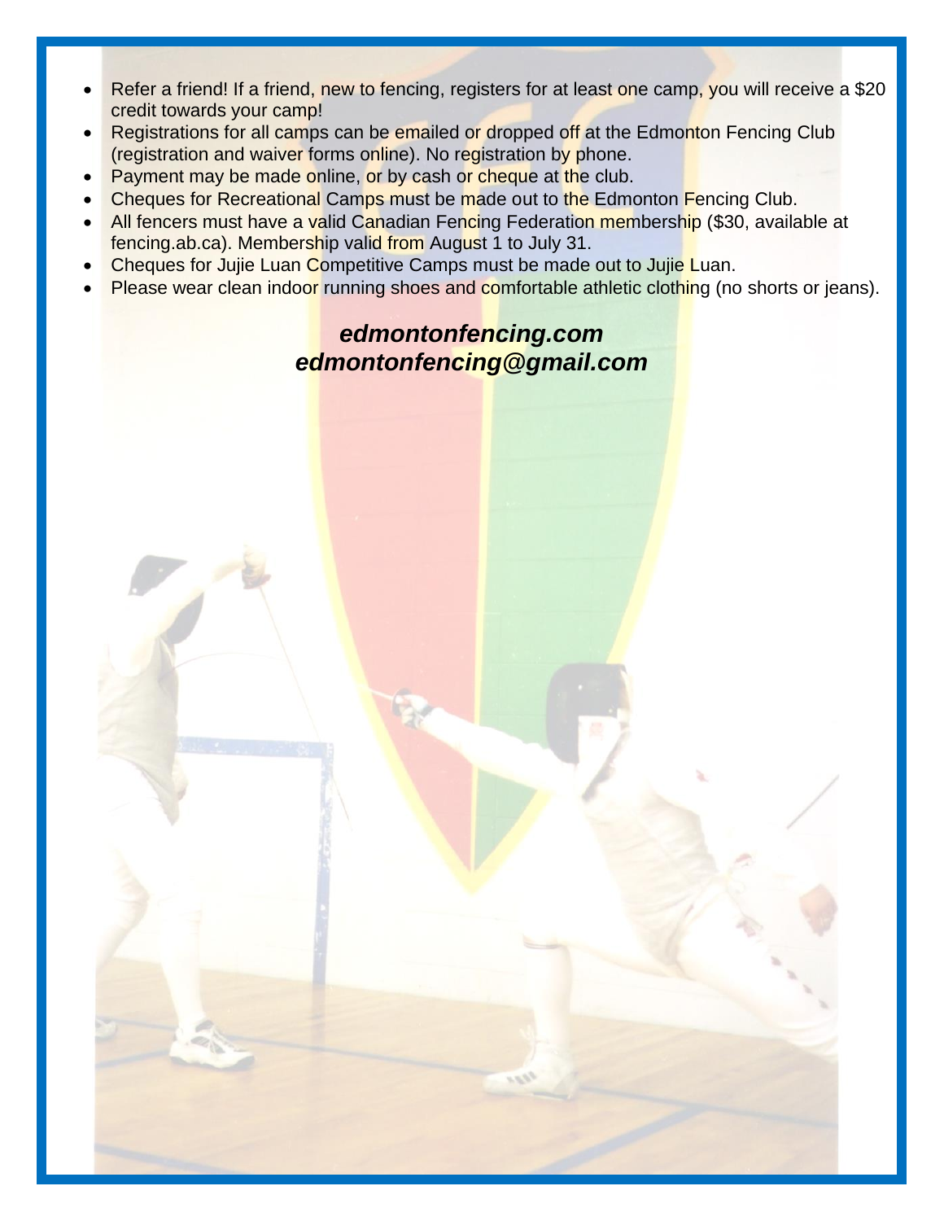- Refer a friend! If a friend, new to fencing, registers for at least one camp, you will receive a $20 credit towards your camp!
- Registrations for all camps can be emailed or dropped off at the Edmonton Fencing Club (registration and waiver forms online). No registration by phone.
- Payment may be made online, or by cash or cheque at the club.
- Cheques for Recreational Camps must be made out to the Edmonton Fencing Club.
- All fencers must have a valid Canadian Fencing Federation membership ($30, available at fencing.ab.ca). Membership valid from August 1 to July 31.
- Cheques for Jujie Luan Competitive Camps must be made out to Jujie Luan.
- Please wear clean indoor running shoes and comfortable athletic clothing (no shorts or jeans).

***edmontonfencing.com***
***edmontonfencing@gmail.com***